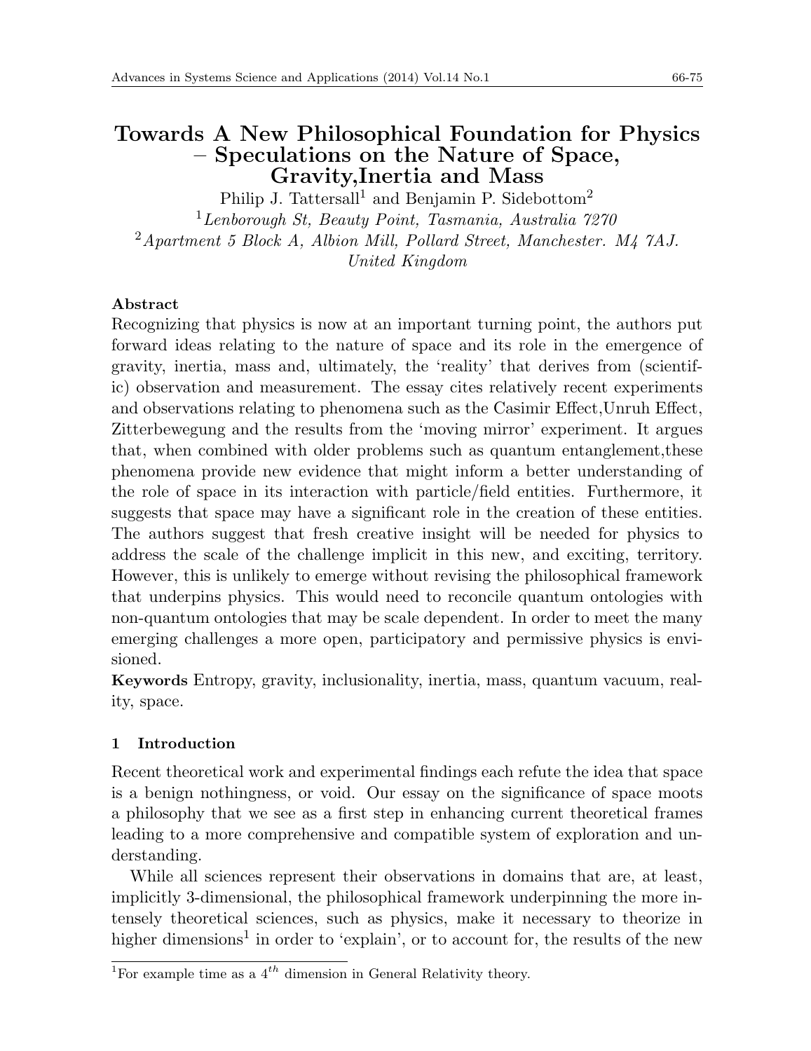# Towards A New Philosophical Foundation for Physics – Speculations on the Nature of Space, Gravity,Inertia and Mass

Philip J. Tattersall[1] and Benjamin P. Sidebottom[2]

[1] *Lenborough St, Beauty Point, Tasmania, Australia 7270*

[2] *Apartment 5 Block A, Albion Mill, Pollard Street, Manchester. M4 7AJ. United Kingdom*

**Abstract**

Recognizing that physics is now at an important turning point, the authors put forward ideas relating to the nature of space and its role in the emergence of gravity, inertia, mass and, ultimately, the 'reality' that derives from (scientific) observation and measurement. The essay cites relatively recent experiments and observations relating to phenomena such as the Casimir Effect,Unruh Effect, Zitterbewegung and the results from the 'moving mirror' experiment. It argues that, when combined with older problems such as quantum entanglement,these phenomena provide new evidence that might inform a better understanding of the role of space in its interaction with particle/field entities. Furthermore, it suggests that space may have a significant role in the creation of these entities. The authors suggest that fresh creative insight will be needed for physics to address the scale of the challenge implicit in this new, and exciting, territory. However, this is unlikely to emerge without revising the philosophical framework that underpins physics. This would need to reconcile quantum ontologies with non-quantum ontologies that may be scale dependent. In order to meet the many emerging challenges a more open, participatory and permissive physics is envisioned.

**Keywords** Entropy, gravity, inclusionality, inertia, mass, quantum vacuum, reality, space.

## 1 Introduction

Recent theoretical work and experimental findings each refute the idea that space is a benign nothingness, or void. Our essay on the significance of space moots a philosophy that we see as a first step in enhancing current theoretical frames leading to a more comprehensive and compatible system of exploration and understanding.

While all sciences represent their observations in domains that are, at least, implicitly 3-dimensional, the philosophical framework underpinning the more intensely theoretical sciences, such as physics, make it necessary to theorize in higher dimensions[1] in order to 'explain', or to account for, the results of the new

[1] For example time as a $4^{th}$ dimension in General Relativity theory.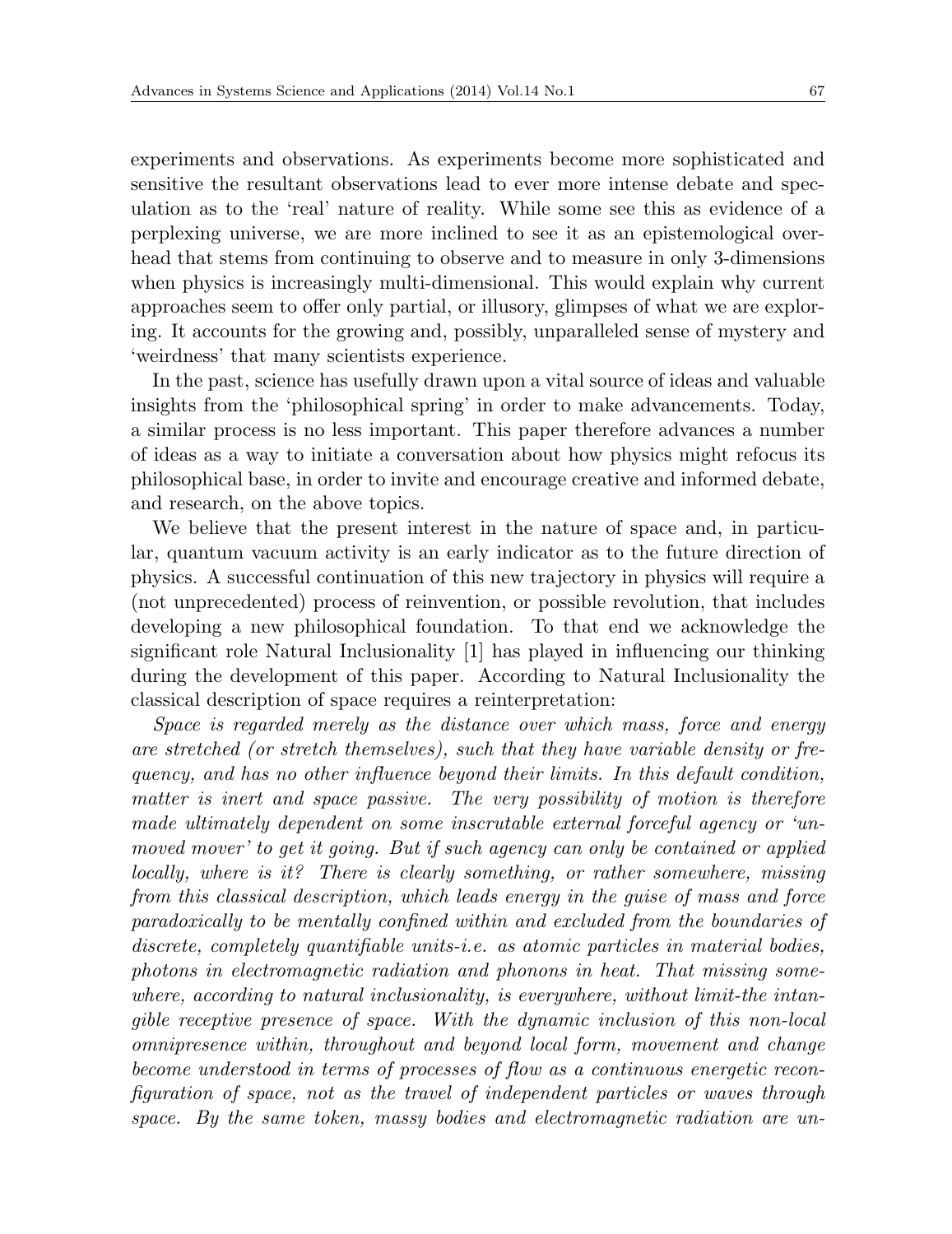experiments and observations. As experiments become more sophisticated and sensitive the resultant observations lead to ever more intense debate and speculation as to the 'real' nature of reality. While some see this as evidence of a perplexing universe, we are more inclined to see it as an epistemological overhead that stems from continuing to observe and to measure in only 3-dimensions when physics is increasingly multi-dimensional. This would explain why current approaches seem to offer only partial, or illusory, glimpses of what we are exploring. It accounts for the growing and, possibly, unparalleled sense of mystery and 'weirdness' that many scientists experience.

In the past, science has usefully drawn upon a vital source of ideas and valuable insights from the 'philosophical spring' in order to make advancements. Today, a similar process is no less important. This paper therefore advances a number of ideas as a way to initiate a conversation about how physics might refocus its philosophical base, in order to invite and encourage creative and informed debate, and research, on the above topics.

We believe that the present interest in the nature of space and, in particular, quantum vacuum activity is an early indicator as to the future direction of physics. A successful continuation of this new trajectory in physics will require a (not unprecedented) process of reinvention, or possible revolution, that includes developing a new philosophical foundation. To that end we acknowledge the significant role Natural Inclusionality [1] has played in influencing our thinking during the development of this paper. According to Natural Inclusionality the classical description of space requires a reinterpretation:

*Space is regarded merely as the distance over which mass, force and energy are stretched (or stretch themselves), such that they have variable density or frequency, and has no other influence beyond their limits. In this default condition, matter is inert and space passive. The very possibility of motion is therefore made ultimately dependent on some inscrutable external forceful agency or 'unmoved mover' to get it going. But if such agency can only be contained or applied locally, where is it? There is clearly something, or rather somewhere, missing from this classical description, which leads energy in the guise of mass and force paradoxically to be mentally confined within and excluded from the boundaries of discrete, completely quantifiable units-i.e. as atomic particles in material bodies, photons in electromagnetic radiation and phonons in heat. That missing somewhere, according to natural inclusionality, is everywhere, without limit-the intangible receptive presence of space. With the dynamic inclusion of this non-local omnipresence within, throughout and beyond local form, movement and change become understood in terms of processes of flow as a continuous energetic reconfiguration of space, not as the travel of independent particles or waves through space. By the same token, massy bodies and electromagnetic radiation are un-*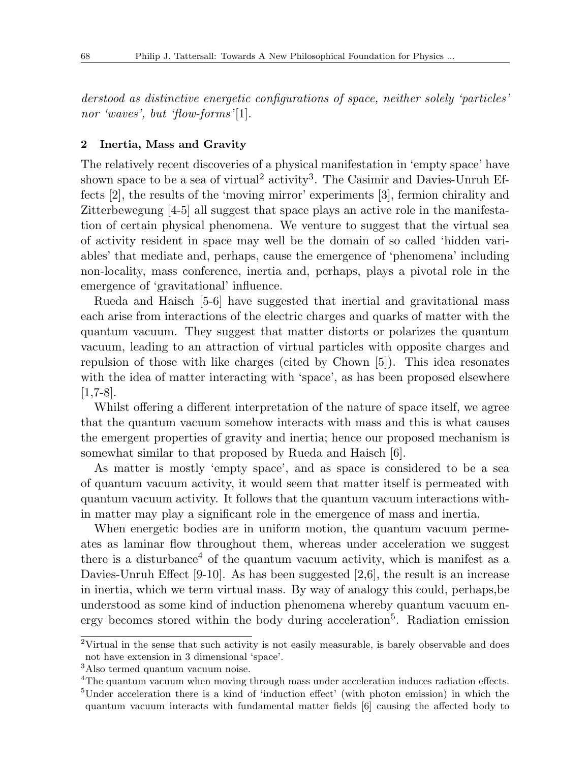*derstood as distinctive energetic configurations of space, neither solely 'particles' nor 'waves', but 'flow-forms'*[1].

## 2 Inertia, Mass and Gravity

The relatively recent discoveries of a physical manifestation in 'empty space' have shown space to be a sea of virtual[2] activity[3]. The Casimir and Davies-Unruh Effects [2], the results of the 'moving mirror' experiments [3], fermion chirality and Zitterbewegung [4-5] all suggest that space plays an active role in the manifestation of certain physical phenomena. We venture to suggest that the virtual sea of activity resident in space may well be the domain of so called 'hidden variables' that mediate and, perhaps, cause the emergence of 'phenomena' including non-locality, mass conference, inertia and, perhaps, plays a pivotal role in the emergence of 'gravitational' influence.

Rueda and Haisch [5-6] have suggested that inertial and gravitational mass each arise from interactions of the electric charges and quarks of matter with the quantum vacuum. They suggest that matter distorts or polarizes the quantum vacuum, leading to an attraction of virtual particles with opposite charges and repulsion of those with like charges (cited by Chown [5]). This idea resonates with the idea of matter interacting with 'space', as has been proposed elsewhere [1,7-8].

Whilst offering a different interpretation of the nature of space itself, we agree that the quantum vacuum somehow interacts with mass and this is what causes the emergent properties of gravity and inertia; hence our proposed mechanism is somewhat similar to that proposed by Rueda and Haisch [6].

As matter is mostly 'empty space', and as space is considered to be a sea of quantum vacuum activity, it would seem that matter itself is permeated with quantum vacuum activity. It follows that the quantum vacuum interactions within matter may play a significant role in the emergence of mass and inertia.

When energetic bodies are in uniform motion, the quantum vacuum permeates as laminar flow throughout them, whereas under acceleration we suggest there is a disturbance[4] of the quantum vacuum activity, which is manifest as a Davies-Unruh Effect [9-10]. As has been suggested [2,6], the result is an increase in inertia, which we term virtual mass. By way of analogy this could, perhaps,be understood as some kind of induction phenomena whereby quantum vacuum energy becomes stored within the body during acceleration[5]. Radiation emission

---

[2] Virtual in the sense that such activity is not easily measurable, is barely observable and does not have extension in 3 dimensional 'space'.

[3] Also termed quantum vacuum noise.

[4] The quantum vacuum when moving through mass under acceleration induces radiation effects.

[5] Under acceleration there is a kind of 'induction effect' (with photon emission) in which the quantum vacuum interacts with fundamental matter fields [6] causing the affected body to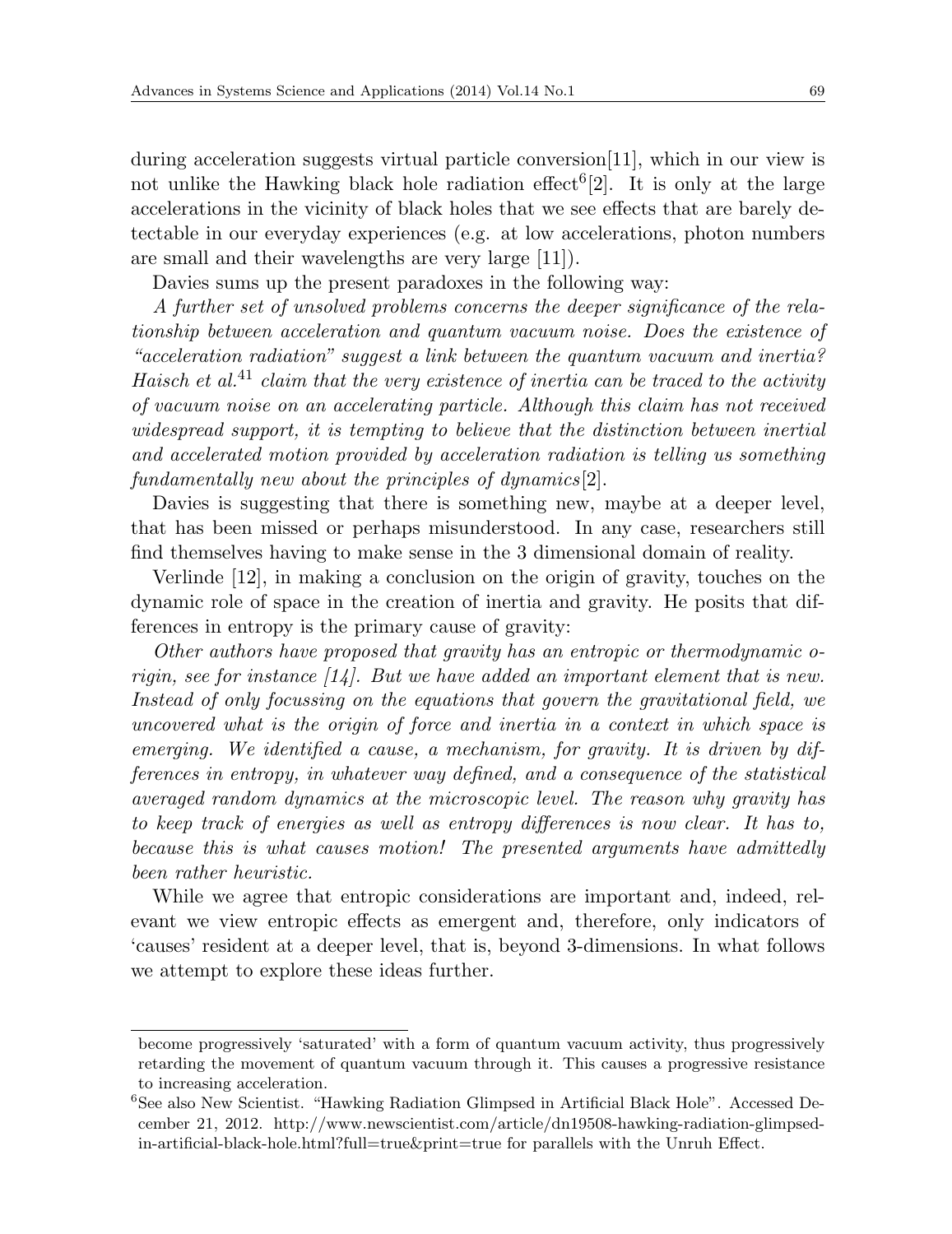during acceleration suggests virtual particle conversion[11], which in our view is not unlike the Hawking black hole radiation effect[6][2]. It is only at the large accelerations in the vicinity of black holes that we see effects that are barely detectable in our everyday experiences (e.g. at low accelerations, photon numbers are small and their wavelengths are very large [11]).

Davies sums up the present paradoxes in the following way:

*A further set of unsolved problems concerns the deeper significance of the relationship between acceleration and quantum vacuum noise. Does the existence of "acceleration radiation" suggest a link between the quantum vacuum and inertia? Haisch et al.*[41] *claim that the very existence of inertia can be traced to the activity of vacuum noise on an accelerating particle. Although this claim has not received widespread support, it is tempting to believe that the distinction between inertial and accelerated motion provided by acceleration radiation is telling us something fundamentally new about the principles of dynamics*[2].

Davies is suggesting that there is something new, maybe at a deeper level, that has been missed or perhaps misunderstood. In any case, researchers still find themselves having to make sense in the 3 dimensional domain of reality.

Verlinde [12], in making a conclusion on the origin of gravity, touches on the dynamic role of space in the creation of inertia and gravity. He posits that differences in entropy is the primary cause of gravity:

*Other authors have proposed that gravity has an entropic or thermodynamic origin, see for instance [14]. But we have added an important element that is new. Instead of only focussing on the equations that govern the gravitational field, we uncovered what is the origin of force and inertia in a context in which space is emerging. We identified a cause, a mechanism, for gravity. It is driven by differences in entropy, in whatever way defined, and a consequence of the statistical averaged random dynamics at the microscopic level. The reason why gravity has to keep track of energies as well as entropy differences is now clear. It has to, because this is what causes motion! The presented arguments have admittedly been rather heuristic.*

While we agree that entropic considerations are important and, indeed, relevant we view entropic effects as emergent and, therefore, only indicators of 'causes' resident at a deeper level, that is, beyond 3-dimensions. In what follows we attempt to explore these ideas further.

---

become progressively 'saturated' with a form of quantum vacuum activity, thus progressively retarding the movement of quantum vacuum through it. This causes a progressive resistance to increasing acceleration.

[6] See also New Scientist. "Hawking Radiation Glimpsed in Artificial Black Hole". Accessed December 21, 2012. http://www.newscientist.com/article/dn19508-hawking-radiation-glimpsed-in-artificial-black-hole.html?full=true&print=true for parallels with the Unruh Effect.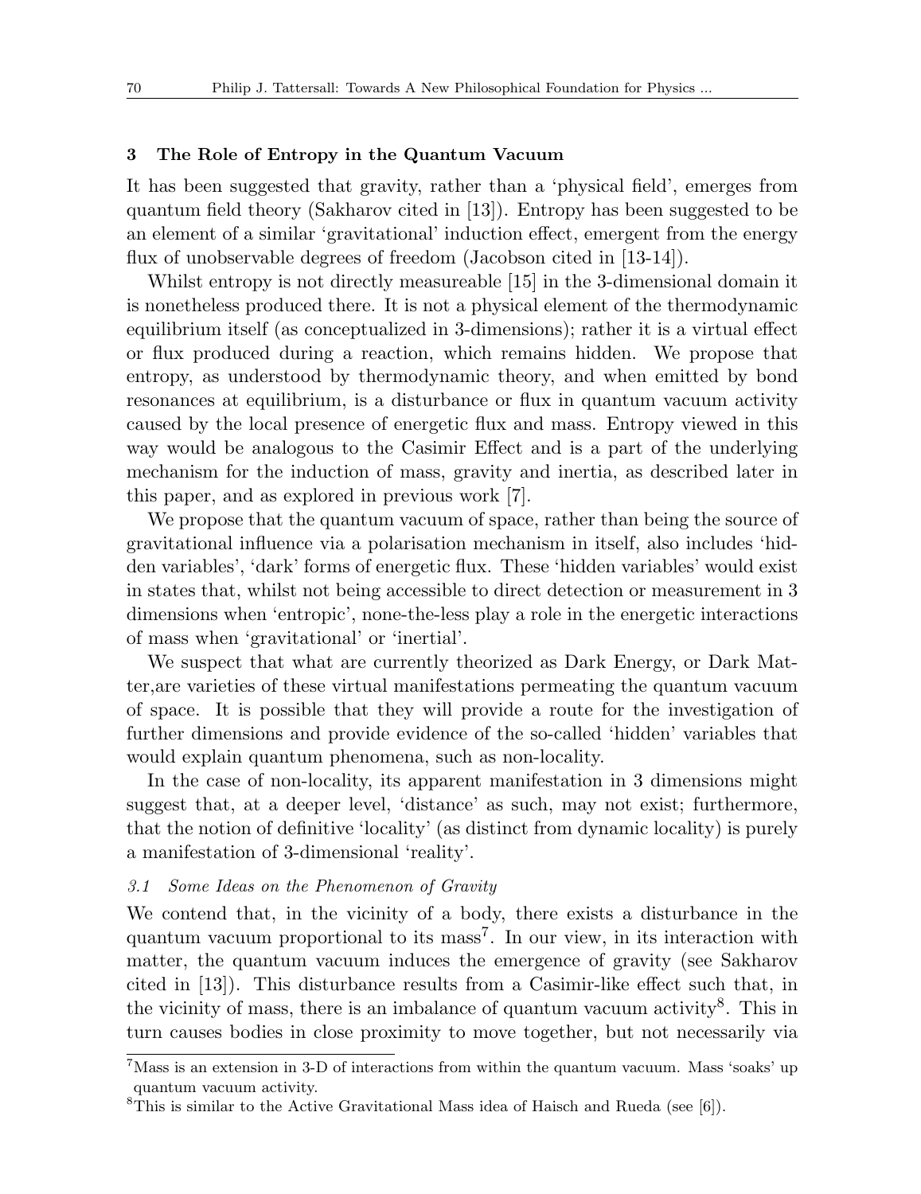## 3 The Role of Entropy in the Quantum Vacuum

It has been suggested that gravity, rather than a 'physical field', emerges from quantum field theory (Sakharov cited in [13]). Entropy has been suggested to be an element of a similar 'gravitational' induction effect, emergent from the energy flux of unobservable degrees of freedom (Jacobson cited in [13-14]).

Whilst entropy is not directly measureable [15] in the 3-dimensional domain it is nonetheless produced there. It is not a physical element of the thermodynamic equilibrium itself (as conceptualized in 3-dimensions); rather it is a virtual effect or flux produced during a reaction, which remains hidden. We propose that entropy, as understood by thermodynamic theory, and when emitted by bond resonances at equilibrium, is a disturbance or flux in quantum vacuum activity caused by the local presence of energetic flux and mass. Entropy viewed in this way would be analogous to the Casimir Effect and is a part of the underlying mechanism for the induction of mass, gravity and inertia, as described later in this paper, and as explored in previous work [7].

We propose that the quantum vacuum of space, rather than being the source of gravitational influence via a polarisation mechanism in itself, also includes 'hidden variables', 'dark' forms of energetic flux. These 'hidden variables' would exist in states that, whilst not being accessible to direct detection or measurement in 3 dimensions when 'entropic', none-the-less play a role in the energetic interactions of mass when 'gravitational' or 'inertial'.

We suspect that what are currently theorized as Dark Energy, or Dark Matter,are varieties of these virtual manifestations permeating the quantum vacuum of space. It is possible that they will provide a route for the investigation of further dimensions and provide evidence of the so-called 'hidden' variables that would explain quantum phenomena, such as non-locality.

In the case of non-locality, its apparent manifestation in 3 dimensions might suggest that, at a deeper level, 'distance' as such, may not exist; furthermore, that the notion of definitive 'locality' (as distinct from dynamic locality) is purely a manifestation of 3-dimensional 'reality'.

### *3.1 Some Ideas on the Phenomenon of Gravity*

We contend that, in the vicinity of a body, there exists a disturbance in the quantum vacuum proportional to its mass[7]. In our view, in its interaction with matter, the quantum vacuum induces the emergence of gravity (see Sakharov cited in [13]). This disturbance results from a Casimir-like effect such that, in the vicinity of mass, there is an imbalance of quantum vacuum activity[8]. This in turn causes bodies in close proximity to move together, but not necessarily via

[7] Mass is an extension in 3-D of interactions from within the quantum vacuum. Mass 'soaks' up quantum vacuum activity.

[8] This is similar to the Active Gravitational Mass idea of Haisch and Rueda (see [6]).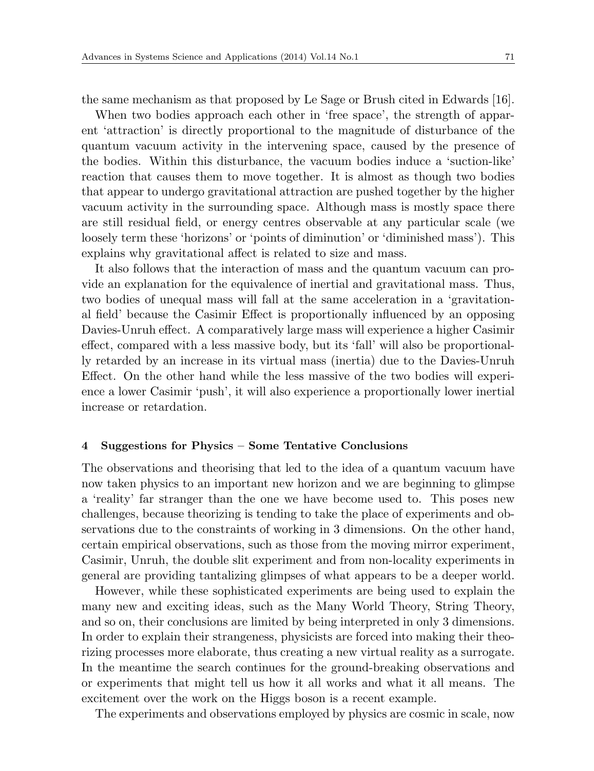the same mechanism as that proposed by Le Sage or Brush cited in Edwards [16].

When two bodies approach each other in 'free space', the strength of apparent 'attraction' is directly proportional to the magnitude of disturbance of the quantum vacuum activity in the intervening space, caused by the presence of the bodies. Within this disturbance, the vacuum bodies induce a 'suction-like' reaction that causes them to move together. It is almost as though two bodies that appear to undergo gravitational attraction are pushed together by the higher vacuum activity in the surrounding space. Although mass is mostly space there are still residual field, or energy centres observable at any particular scale (we loosely term these 'horizons' or 'points of diminution' or 'diminished mass'). This explains why gravitational affect is related to size and mass.

It also follows that the interaction of mass and the quantum vacuum can provide an explanation for the equivalence of inertial and gravitational mass. Thus, two bodies of unequal mass will fall at the same acceleration in a 'gravitational field' because the Casimir Effect is proportionally influenced by an opposing Davies-Unruh effect. A comparatively large mass will experience a higher Casimir effect, compared with a less massive body, but its 'fall' will also be proportionally retarded by an increase in its virtual mass (inertia) due to the Davies-Unruh Effect. On the other hand while the less massive of the two bodies will experience a lower Casimir 'push', it will also experience a proportionally lower inertial increase or retardation.

## 4 Suggestions for Physics – Some Tentative Conclusions

The observations and theorising that led to the idea of a quantum vacuum have now taken physics to an important new horizon and we are beginning to glimpse a 'reality' far stranger than the one we have become used to. This poses new challenges, because theorizing is tending to take the place of experiments and observations due to the constraints of working in 3 dimensions. On the other hand, certain empirical observations, such as those from the moving mirror experiment, Casimir, Unruh, the double slit experiment and from non-locality experiments in general are providing tantalizing glimpses of what appears to be a deeper world.

However, while these sophisticated experiments are being used to explain the many new and exciting ideas, such as the Many World Theory, String Theory, and so on, their conclusions are limited by being interpreted in only 3 dimensions. In order to explain their strangeness, physicists are forced into making their theorizing processes more elaborate, thus creating a new virtual reality as a surrogate. In the meantime the search continues for the ground-breaking observations and or experiments that might tell us how it all works and what it all means. The excitement over the work on the Higgs boson is a recent example.

The experiments and observations employed by physics are cosmic in scale, now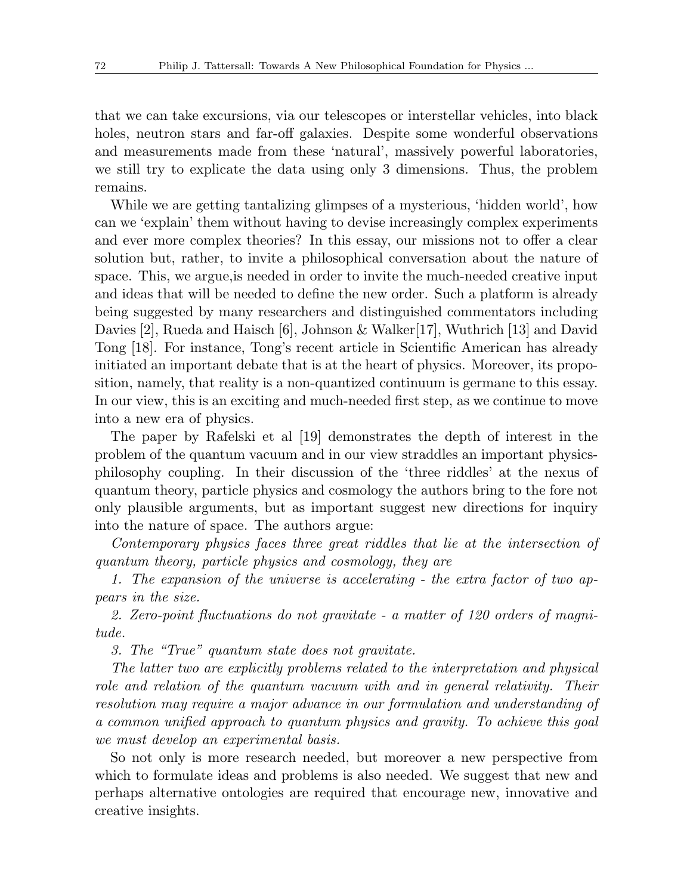that we can take excursions, via our telescopes or interstellar vehicles, into black holes, neutron stars and far-off galaxies. Despite some wonderful observations and measurements made from these 'natural', massively powerful laboratories, we still try to explicate the data using only 3 dimensions. Thus, the problem remains.

While we are getting tantalizing glimpses of a mysterious, 'hidden world', how can we 'explain' them without having to devise increasingly complex experiments and ever more complex theories? In this essay, our missions not to offer a clear solution but, rather, to invite a philosophical conversation about the nature of space. This, we argue,is needed in order to invite the much-needed creative input and ideas that will be needed to define the new order. Such a platform is already being suggested by many researchers and distinguished commentators including Davies [2], Rueda and Haisch [6], Johnson & Walker[17], Wuthrich [13] and David Tong [18]. For instance, Tong's recent article in Scientific American has already initiated an important debate that is at the heart of physics. Moreover, its proposition, namely, that reality is a non-quantized continuum is germane to this essay. In our view, this is an exciting and much-needed first step, as we continue to move into a new era of physics.

The paper by Rafelski et al [19] demonstrates the depth of interest in the problem of the quantum vacuum and in our view straddles an important physics-philosophy coupling. In their discussion of the 'three riddles' at the nexus of quantum theory, particle physics and cosmology the authors bring to the fore not only plausible arguments, but as important suggest new directions for inquiry into the nature of space. The authors argue:

*Contemporary physics faces three great riddles that lie at the intersection of quantum theory, particle physics and cosmology, they are*

*1. The expansion of the universe is accelerating - the extra factor of two appears in the size.*

*2. Zero-point fluctuations do not gravitate - a matter of 120 orders of magnitude.*

*3. The "True" quantum state does not gravitate.*

*The latter two are explicitly problems related to the interpretation and physical role and relation of the quantum vacuum with and in general relativity. Their resolution may require a major advance in our formulation and understanding of a common unified approach to quantum physics and gravity. To achieve this goal we must develop an experimental basis.*

So not only is more research needed, but moreover a new perspective from which to formulate ideas and problems is also needed. We suggest that new and perhaps alternative ontologies are required that encourage new, innovative and creative insights.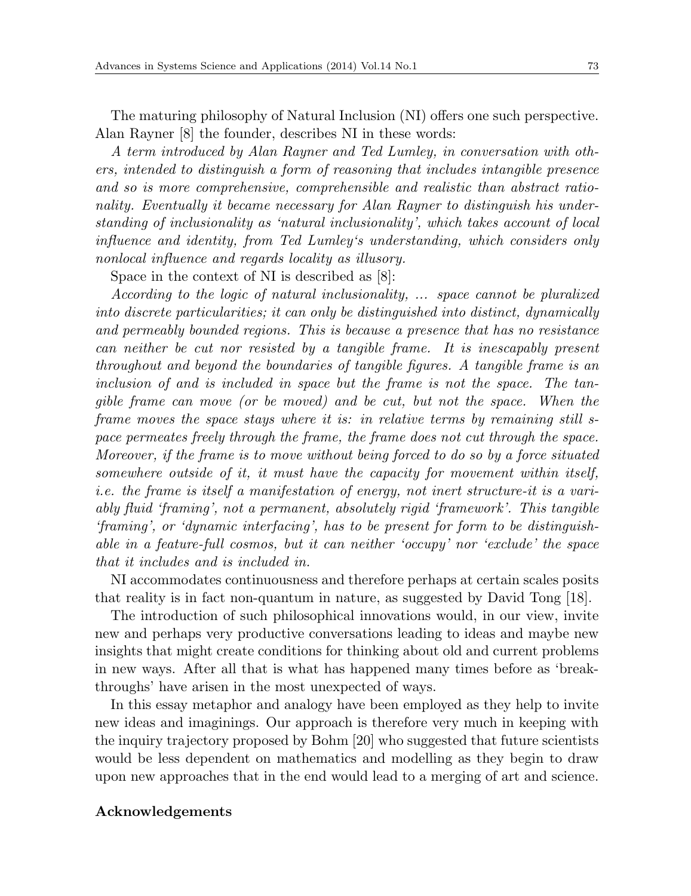The maturing philosophy of Natural Inclusion (NI) offers one such perspective. Alan Rayner [8] the founder, describes NI in these words:

*A term introduced by Alan Rayner and Ted Lumley, in conversation with others, intended to distinguish a form of reasoning that includes intangible presence and so is more comprehensive, comprehensible and realistic than abstract rationality. Eventually it became necessary for Alan Rayner to distinguish his understanding of inclusionality as 'natural inclusionality', which takes account of local influence and identity, from Ted Lumley's understanding, which considers only nonlocal influence and regards locality as illusory.*

Space in the context of NI is described as [8]:

*According to the logic of natural inclusionality, ... space cannot be pluralized into discrete particularities; it can only be distinguished into distinct, dynamically and permeably bounded regions. This is because a presence that has no resistance can neither be cut nor resisted by a tangible frame. It is inescapably present throughout and beyond the boundaries of tangible figures. A tangible frame is an inclusion of and is included in space but the frame is not the space. The tangible frame can move (or be moved) and be cut, but not the space. When the frame moves the space stays where it is: in relative terms by remaining still space permeates freely through the frame, the frame does not cut through the space. Moreover, if the frame is to move without being forced to do so by a force situated somewhere outside of it, it must have the capacity for movement within itself, i.e. the frame is itself a manifestation of energy, not inert structure-it is a variably fluid 'framing', not a permanent, absolutely rigid 'framework'. This tangible 'framing', or 'dynamic interfacing', has to be present for form to be distinguishable in a feature-full cosmos, but it can neither 'occupy' nor 'exclude' the space that it includes and is included in.*

NI accommodates continuousness and therefore perhaps at certain scales posits that reality is in fact non-quantum in nature, as suggested by David Tong [18].

The introduction of such philosophical innovations would, in our view, invite new and perhaps very productive conversations leading to ideas and maybe new insights that might create conditions for thinking about old and current problems in new ways. After all that is what has happened many times before as 'breakthroughs' have arisen in the most unexpected of ways.

In this essay metaphor and analogy have been employed as they help to invite new ideas and imaginings. Our approach is therefore very much in keeping with the inquiry trajectory proposed by Bohm [20] who suggested that future scientists would be less dependent on mathematics and modelling as they begin to draw upon new approaches that in the end would lead to a merging of art and science.

## Acknowledgements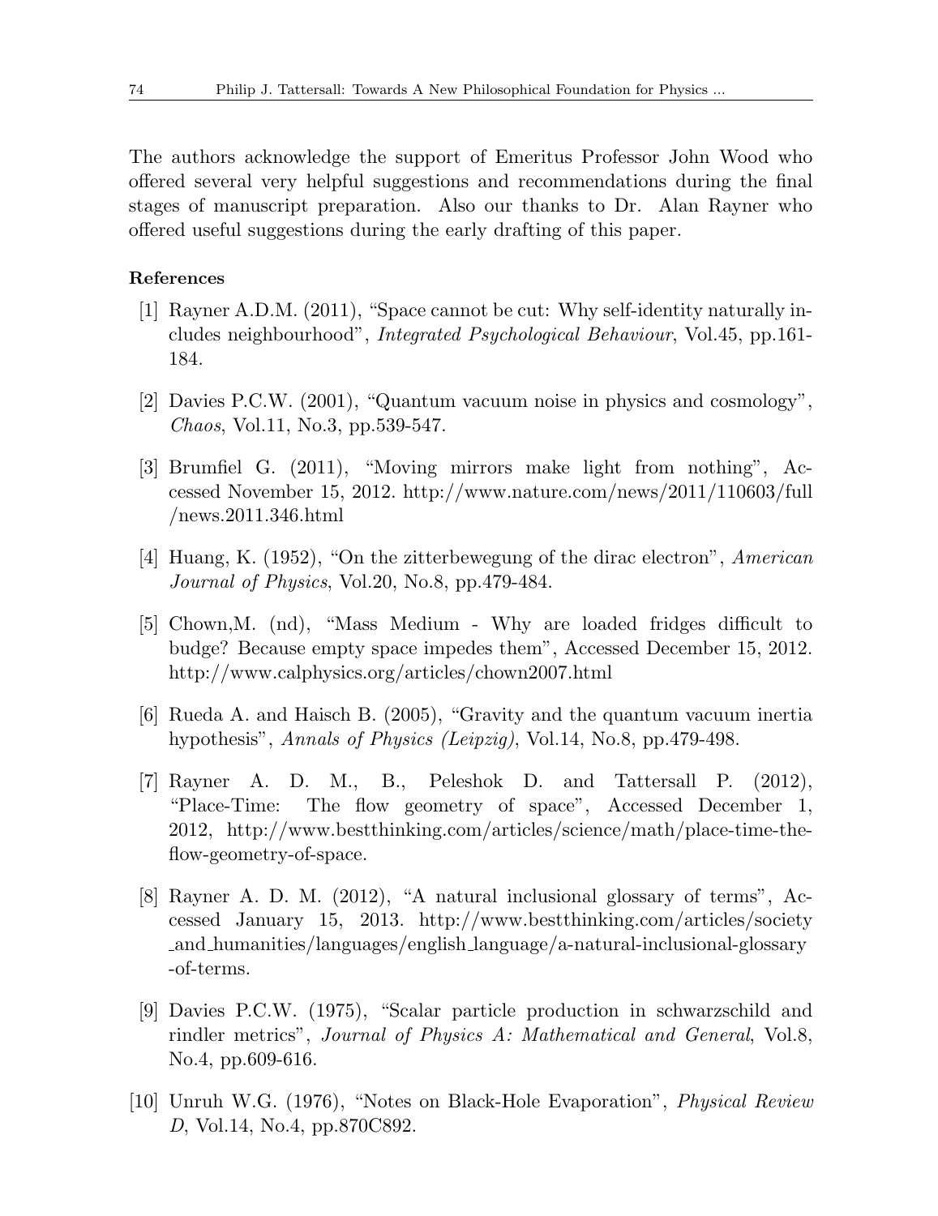The authors acknowledge the support of Emeritus Professor John Wood who offered several very helpful suggestions and recommendations during the final stages of manuscript preparation. Also our thanks to Dr. Alan Rayner who offered useful suggestions during the early drafting of this paper.

**References**

[1] Rayner A.D.M. (2011), "Space cannot be cut: Why self-identity naturally includes neighbourhood", *Integrated Psychological Behaviour*, Vol.45, pp.161-184.

[2] Davies P.C.W. (2001), "Quantum vacuum noise in physics and cosmology", *Chaos*, Vol.11, No.3, pp.539-547.

[3] Brumfiel G. (2011), "Moving mirrors make light from nothing", Accessed November 15, 2012. http://www.nature.com/news/2011/110603/full/news.2011.346.html

[4] Huang, K. (1952), "On the zitterbewegung of the dirac electron", *American Journal of Physics*, Vol.20, No.8, pp.479-484.

[5] Chown,M. (nd), "Mass Medium - Why are loaded fridges difficult to budge? Because empty space impedes them", Accessed December 15, 2012. http://www.calphysics.org/articles/chown2007.html

[6] Rueda A. and Haisch B. (2005), "Gravity and the quantum vacuum inertia hypothesis", *Annals of Physics (Leipzig)*, Vol.14, No.8, pp.479-498.

[7] Rayner A. D. M., B., Peleshok D. and Tattersall P. (2012), "Place-Time: The flow geometry of space", Accessed December 1, 2012, http://www.bestthinking.com/articles/science/math/place-time-the-flow-geometry-of-space.

[8] Rayner A. D. M. (2012), "A natural inclusional glossary of terms", Accessed January 15, 2013. http://www.bestthinking.com/articles/society_and_humanities/languages/english_language/a-natural-inclusional-glossary-of-terms.

[9] Davies P.C.W. (1975), "Scalar particle production in schwarzschild and rindler metrics", *Journal of Physics A: Mathematical and General*, Vol.8, No.4, pp.609-616.

[10] Unruh W.G. (1976), "Notes on Black-Hole Evaporation", *Physical Review D*, Vol.14, No.4, pp.870C892.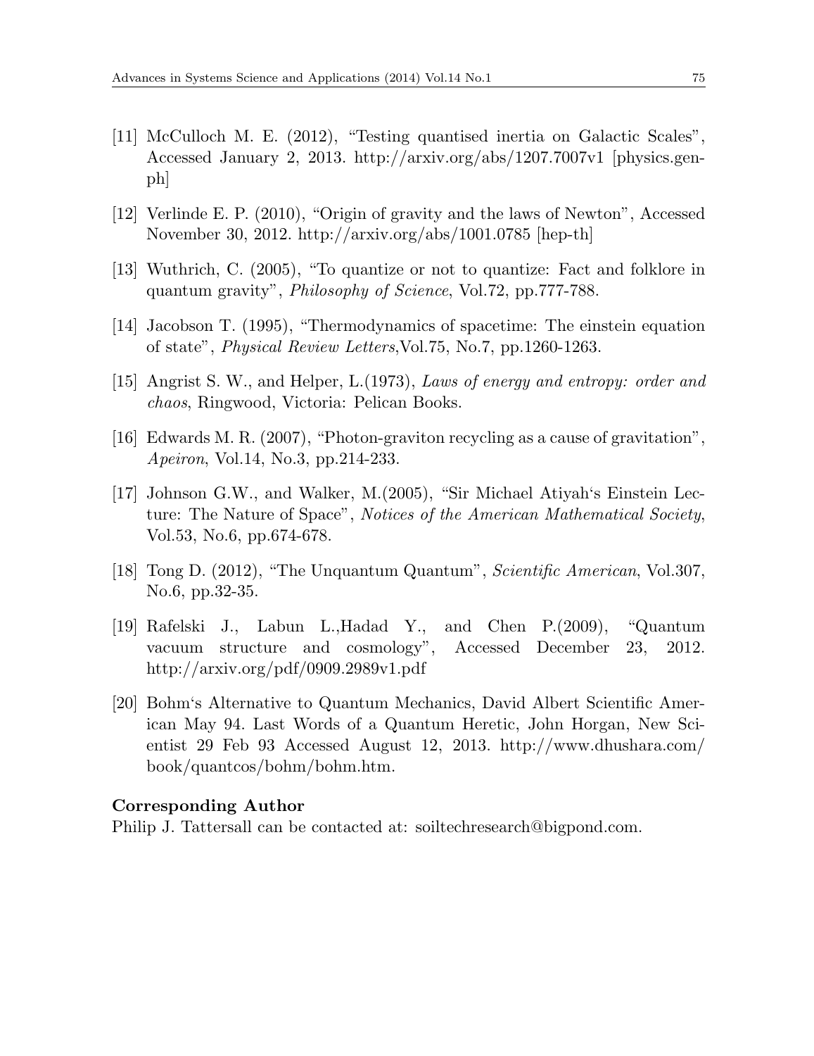[11] McCulloch M. E. (2012), "Testing quantised inertia on Galactic Scales", Accessed January 2, 2013. http://arxiv.org/abs/1207.7007v1 [physics.gen-ph]

[12] Verlinde E. P. (2010), "Origin of gravity and the laws of Newton", Accessed November 30, 2012. http://arxiv.org/abs/1001.0785 [hep-th]

[13] Wuthrich, C. (2005), "To quantize or not to quantize: Fact and folklore in quantum gravity", *Philosophy of Science*, Vol.72, pp.777-788.

[14] Jacobson T. (1995), "Thermodynamics of spacetime: The einstein equation of state", *Physical Review Letters*,Vol.75, No.7, pp.1260-1263.

[15] Angrist S. W., and Helper, L.(1973), *Laws of energy and entropy: order and chaos*, Ringwood, Victoria: Pelican Books.

[16] Edwards M. R. (2007), "Photon-graviton recycling as a cause of gravitation", *Apeiron*, Vol.14, No.3, pp.214-233.

[17] Johnson G.W., and Walker, M.(2005), "Sir Michael Atiyah's Einstein Lecture: The Nature of Space", *Notices of the American Mathematical Society*, Vol.53, No.6, pp.674-678.

[18] Tong D. (2012), "The Unquantum Quantum", *Scientific American*, Vol.307, No.6, pp.32-35.

[19] Rafelski J., Labun L.,Hadad Y., and Chen P.(2009), "Quantum vacuum structure and cosmology", Accessed December 23, 2012. http://arxiv.org/pdf/0909.2989v1.pdf

[20] Bohm's Alternative to Quantum Mechanics, David Albert Scientific American May 94. Last Words of a Quantum Heretic, John Horgan, New Scientist 29 Feb 93 Accessed August 12, 2013. http://www.dhushara.com/book/quantcos/bohm/bohm.htm.

**Corresponding Author**

Philip J. Tattersall can be contacted at: soiltechresearch@bigpond.com.